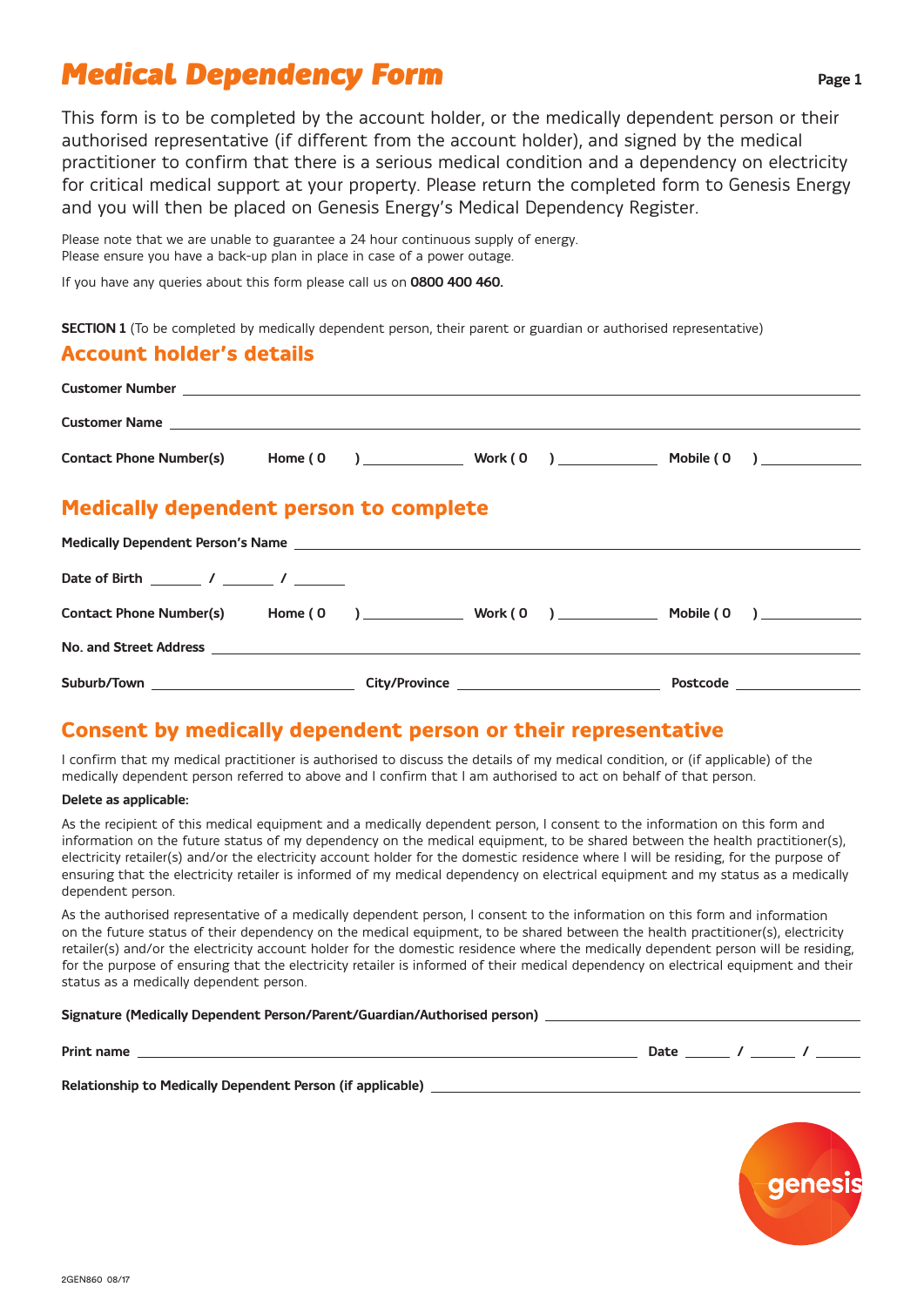# Medical Dependency Form

This form is to be completed by the account holder, or the medically dependent person or their authorised representative (if different from the account holder), and signed by the medical practitioner to confirm that there is a serious medical condition and a dependency on electricity for critical medical support at your property. Please return the completed form to Genesis Energy and you will then be placed on Genesis Energy's Medical Dependency Register.

Please note that we are unable to guarantee a 24 hour continuous supply of energy.
Please ensure you have a back-up plan in place in case of a power outage.

If you have any queries about this form please call us on **0800 400 460.**

**SECTION 1** (To be completed by medically dependent person, their parent or guardian or authorised representative)

## Account holder's details

**Customer Number** ____________________

**Customer Name** ____________________

**Contact Phone Number(s)** Home ( 0 ) ____________ Work ( 0 ) ____________ Mobile ( 0 ) ____________

## Medically dependent person to complete

**Medically Dependent Person's Name** ____________________

**Date of Birth** ______ / ______ / ______

**Contact Phone Number(s)** Home ( 0 ) ____________ Work ( 0 ) ____________ Mobile ( 0 ) ____________

**No. and Street Address** ____________________

**Suburb/Town** ____________ **City/Province** ____________ **Postcode** ____________

## Consent by medically dependent person or their representative

I confirm that my medical practitioner is authorised to discuss the details of my medical condition, or (if applicable) of the medically dependent person referred to above and I confirm that I am authorised to act on behalf of that person.

**Delete as applicable:**

As the recipient of this medical equipment and a medically dependent person, I consent to the information on this form and information on the future status of my dependency on the medical equipment, to be shared between the health practitioner(s), electricity retailer(s) and/or the electricity account holder for the domestic residence where I will be residing, for the purpose of ensuring that the electricity retailer is informed of my medical dependency on electrical equipment and my status as a medically dependent person.

As the authorised representative of a medically dependent person, I consent to the information on this form and information on the future status of their dependency on the medical equipment, to be shared between the health practitioner(s), electricity retailer(s) and/or the electricity account holder for the domestic residence where the medically dependent person will be residing, for the purpose of ensuring that the electricity retailer is informed of their medical dependency on electrical equipment and their status as a medically dependent person.

**Signature (Medically Dependent Person/Parent/Guardian/Authorised person)** ____________________

**Print name** ____________________ **Date** ______ / ______ / ______

**Relationship to Medically Dependent Person (if applicable)** ____________________

2GEN860 08/17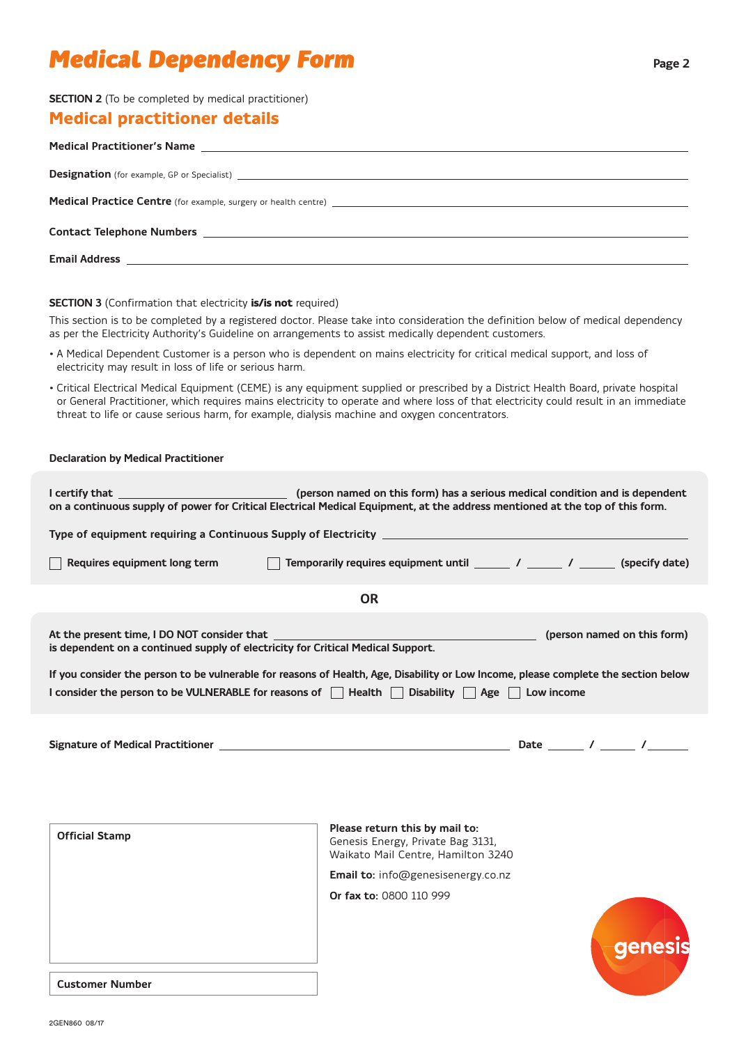# Medical Dependency Form

**SECTION 2** (To be completed by medical practitioner)

## Medical practitioner details

**Medical Practitioner's Name** ______________________________

**Designation** (for example, GP or Specialist) ______________________________

**Medical Practice Centre** (for example, surgery or health centre) ______________________________

**Contact Telephone Numbers** ______________________________

**Email Address** ______________________________

**SECTION 3** (Confirmation that electricity **is/is not** required)

This section is to be completed by a registered doctor. Please take into consideration the definition below of medical dependency as per the Electricity Authority's Guideline on arrangements to assist medically dependent customers.

- A Medical Dependent Customer is a person who is dependent on mains electricity for critical medical support, and loss of electricity may result in loss of life or serious harm.
- Critical Electrical Medical Equipment (CEME) is any equipment supplied or prescribed by a District Health Board, private hospital or General Practitioner, which requires mains electricity to operate and where loss of that electricity could result in an immediate threat to life or cause serious harm, for example, dialysis machine and oxygen concentrators.

**Declaration by Medical Practitioner**

**I certify that** ______________________ **(person named on this form) has a serious medical condition and is dependent on a continuous supply of power for Critical Electrical Medical Equipment, at the address mentioned at the top of this form.**

**Type of equipment requiring a Continuous Supply of Electricity** ______________________________

☐ **Requires equipment long term** ☐ **Temporarily requires equipment until** ______ / ______ / ______ **(specify date)**

**OR**

**At the present time, I DO NOT consider that** ______________________ **(person named on this form) is dependent on a continued supply of electricity for Critical Medical Support.**

**If you consider the person to be vulnerable for reasons of Health, Age, Disability or Low Income, please complete the section below**

**I consider the person to be VULNERABLE for reasons of** ☐ **Health** ☐ **Disability** ☐ **Age** ☐ **Low income**

**Signature of Medical Practitioner** ______________________________ **Date** ______ / ______ / ______

**Official Stamp**

**Customer Number**

**Please return this by mail to:**
Genesis Energy, Private Bag 3131,
Waikato Mail Centre, Hamilton 3240

**Email to:** info@genesisenergy.co.nz

**Or fax to:** 0800 110 999

genesis

2GEN860 08/17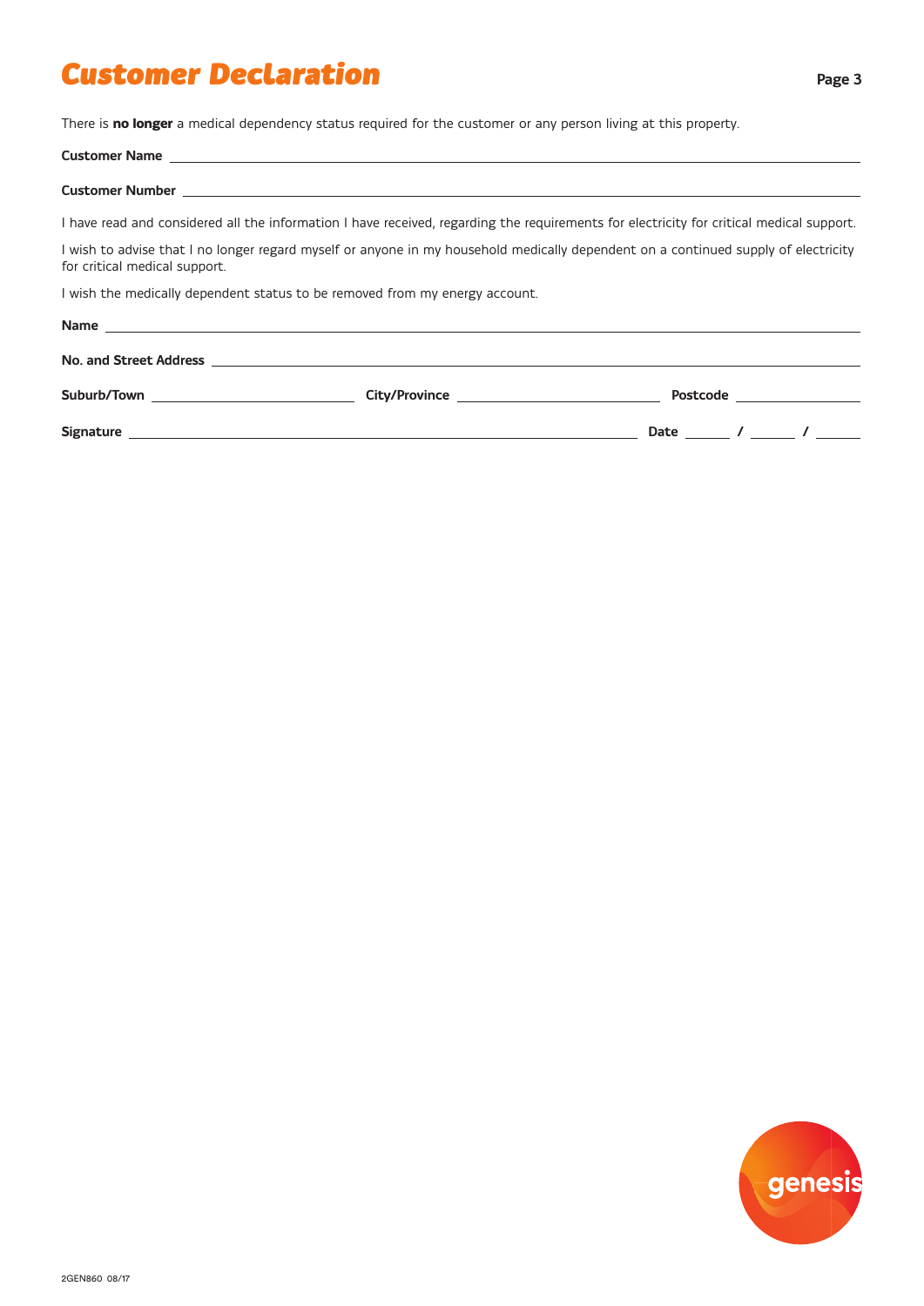# Customer Declaration

There is **no longer** a medical dependency status required for the customer or any person living at this property.

**Customer Name** \_\_\_\_\_\_\_\_\_\_\_\_\_\_\_\_\_\_\_\_\_\_\_\_\_\_\_\_\_\_\_\_\_\_\_\_\_\_\_\_

**Customer Number** \_\_\_\_\_\_\_\_\_\_\_\_\_\_\_\_\_\_\_\_\_\_\_\_\_\_\_\_\_\_\_\_\_\_\_\_\_\_\_\_

I have read and considered all the information I have received, regarding the requirements for electricity for critical medical support.

I wish to advise that I no longer regard myself or anyone in my household medically dependent on a continued supply of electricity for critical medical support.

I wish the medically dependent status to be removed from my energy account.

**Name** \_\_\_\_\_\_\_\_\_\_\_\_\_\_\_\_\_\_\_\_\_\_\_\_\_\_\_\_\_\_\_\_\_\_\_\_\_\_\_\_

**No. and Street Address** \_\_\_\_\_\_\_\_\_\_\_\_\_\_\_\_\_\_\_\_\_\_\_\_\_\_\_\_\_\_\_\_\_\_\_\_\_\_\_\_

**Suburb/Town** \_\_\_\_\_\_\_\_\_\_\_\_\_\_\_\_\_\_\_\_ **City/Province** \_\_\_\_\_\_\_\_\_\_\_\_\_\_\_\_\_\_\_\_ **Postcode** \_\_\_\_\_\_\_\_\_\_\_\_

**Signature** \_\_\_\_\_\_\_\_\_\_\_\_\_\_\_\_\_\_\_\_\_\_\_\_\_\_\_\_\_\_\_\_\_\_\_\_\_\_\_\_ **Date** \_\_\_\_\_ / \_\_\_\_\_ / \_\_\_\_\_

genesis

2GEN860 08/17